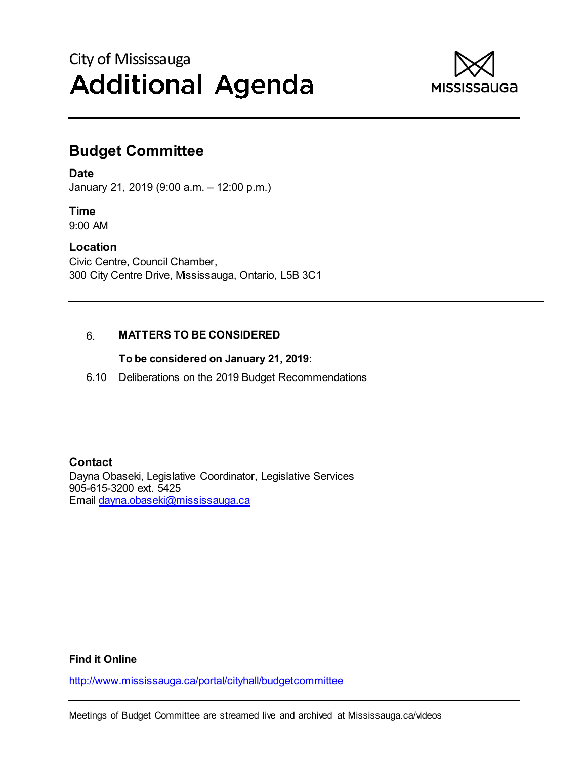City of Mississauga

# Additional Agenda

MISSISSAUGA

## Budget Committee

**Date**
January 21, 2019 (9:00 a.m. – 12:00 p.m.)

**Time**
9:00 AM

**Location**
Civic Centre, Council Chamber,
300 City Centre Drive, Mississauga, Ontario, L5B 3C1

6. **MATTERS TO BE CONSIDERED**

   **To be considered on January 21, 2019:**

6.10 Deliberations on the 2019 Budget Recommendations

**Contact**
Dayna Obaseki, Legislative Coordinator, Legislative Services
905-615-3200 ext. 5425
Email dayna.obaseki@mississauga.ca

**Find it Online**

http://www.mississauga.ca/portal/cityhall/budgetcommittee

Meetings of Budget Committee are streamed live and archived at Mississauga.ca/videos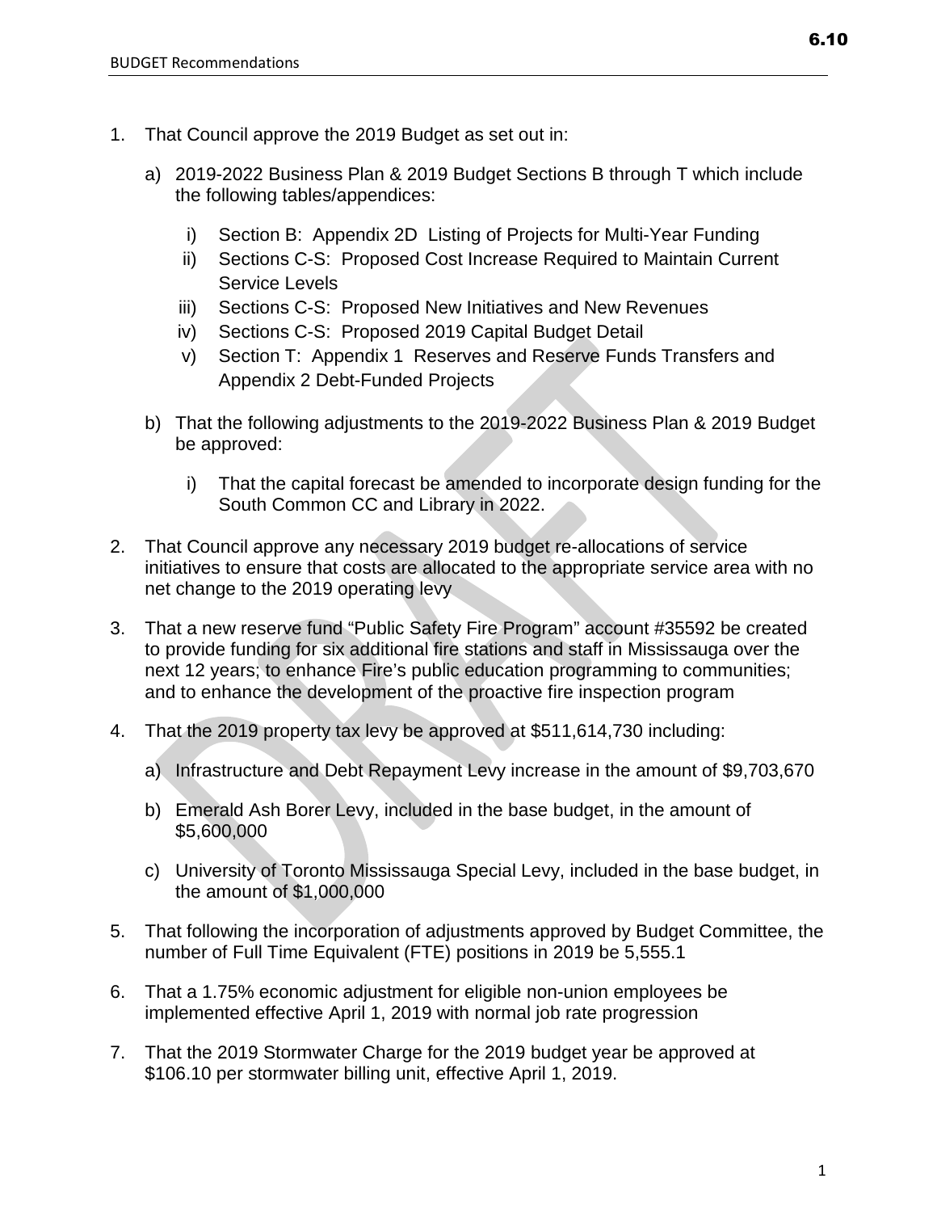1. That Council approve the 2019 Budget as set out in:

    a) 2019-2022 Business Plan & 2019 Budget Sections B through T which include the following tables/appendices:

        i) Section B: Appendix 2D Listing of Projects for Multi-Year Funding
        ii) Sections C-S: Proposed Cost Increase Required to Maintain Current Service Levels
        iii) Sections C-S: Proposed New Initiatives and New Revenues
        iv) Sections C-S: Proposed 2019 Capital Budget Detail
        v) Section T: Appendix 1 Reserves and Reserve Funds Transfers and Appendix 2 Debt-Funded Projects

    b) That the following adjustments to the 2019-2022 Business Plan & 2019 Budget be approved:

        i) That the capital forecast be amended to incorporate design funding for the South Common CC and Library in 2022.

2. That Council approve any necessary 2019 budget re-allocations of service initiatives to ensure that costs are allocated to the appropriate service area with no net change to the 2019 operating levy

3. That a new reserve fund "Public Safety Fire Program" account #35592 be created to provide funding for six additional fire stations and staff in Mississauga over the next 12 years; to enhance Fire's public education programming to communities; and to enhance the development of the proactive fire inspection program

4. That the 2019 property tax levy be approved at $511,614,730 including:

    a) Infrastructure and Debt Repayment Levy increase in the amount of $9,703,670

    b) Emerald Ash Borer Levy, included in the base budget, in the amount of $5,600,000

    c) University of Toronto Mississauga Special Levy, included in the base budget, in the amount of $1,000,000

5. That following the incorporation of adjustments approved by Budget Committee, the number of Full Time Equivalent (FTE) positions in 2019 be 5,555.1

6. That a 1.75% economic adjustment for eligible non-union employees be implemented effective April 1, 2019 with normal job rate progression

7. That the 2019 Stormwater Charge for the 2019 budget year be approved at $106.10 per stormwater billing unit, effective April 1, 2019.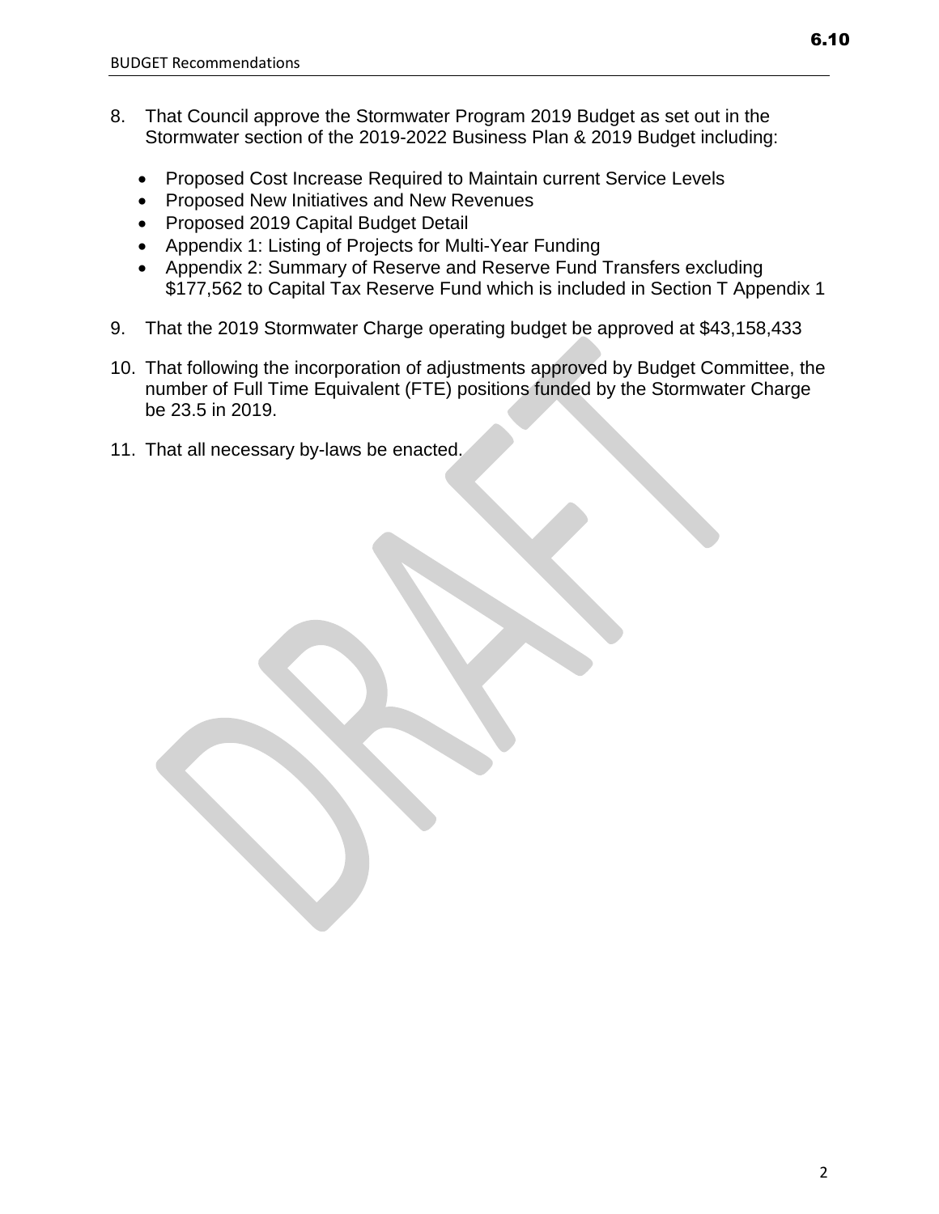8. That Council approve the Stormwater Program 2019 Budget as set out in the Stormwater section of the 2019-2022 Business Plan & 2019 Budget including:

   - Proposed Cost Increase Required to Maintain current Service Levels
   - Proposed New Initiatives and New Revenues
   - Proposed 2019 Capital Budget Detail
   - Appendix 1: Listing of Projects for Multi-Year Funding
   - Appendix 2: Summary of Reserve and Reserve Fund Transfers excluding $177,562 to Capital Tax Reserve Fund which is included in Section T Appendix 1

9. That the 2019 Stormwater Charge operating budget be approved at $43,158,433

10. That following the incorporation of adjustments approved by Budget Committee, the number of Full Time Equivalent (FTE) positions funded by the Stormwater Charge be 23.5 in 2019.

11. That all necessary by-laws be enacted.